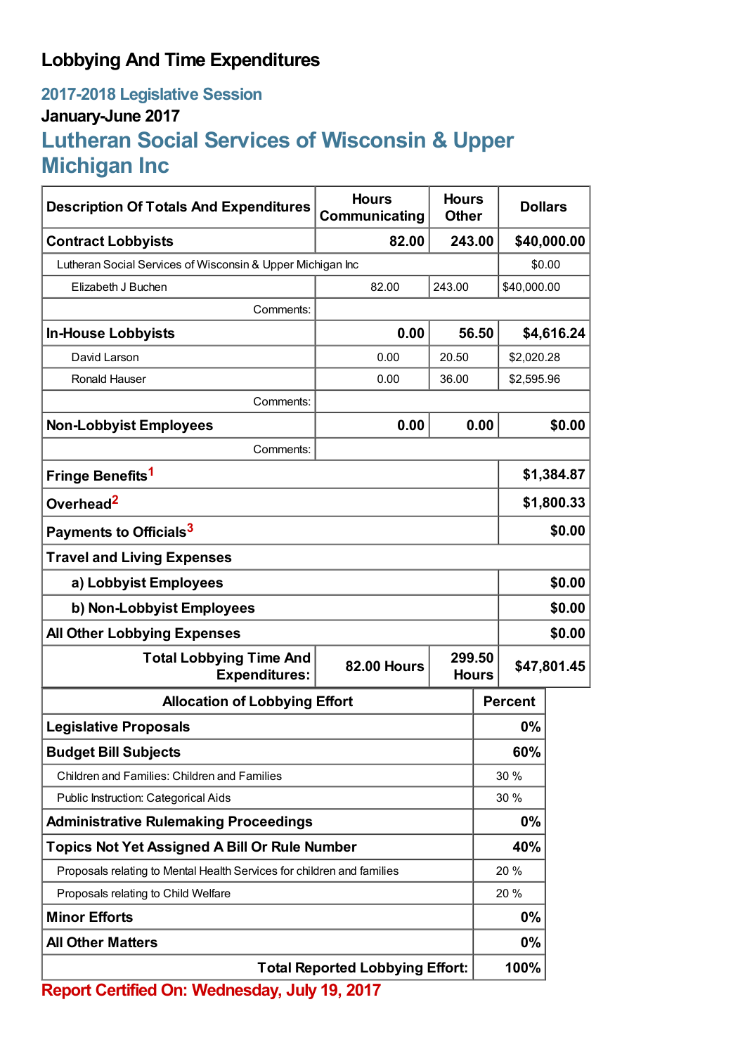# Lobbying And Time Expenditures

## 2017-2018 Legislative Session

### January-June 2017

## Lutheran Social Services of Wisconsin & Upper Michigan Inc

| Description Of Totals And Expenditures | Hours Communicating | Hours Other | Dollars |
|---|---|---|---|
| **Contract Lobbyists** | **82.00** | **243.00** | **$40,000.00** |
| Lutheran Social Services of Wisconsin & Upper Michigan Inc | | | $0.00 |
| Elizabeth J Buchen | 82.00 | 243.00 | $40,000.00 |
| Comments: | | | |
| **In-House Lobbyists** | **0.00** | **56.50** | **$4,616.24** |
| David Larson | 0.00 | 20.50 | $2,020.28 |
| Ronald Hauser | 0.00 | 36.00 | $2,595.96 |
| Comments: | | | |
| **Non-Lobbyist Employees** | **0.00** | **0.00** | **$0.00** |
| Comments: | | | |
| **Fringe Benefits**[1] | | | **$1,384.87** |
| **Overhead**[2] | | | **$1,800.33** |
| **Payments to Officials**[3] | | | **$0.00** |
| **Travel and Living Expenses** | | | |
| **a) Lobbyist Employees** | | | **$0.00** |
| **b) Non-Lobbyist Employees** | | | **$0.00** |
| **All Other Lobbying Expenses** | | | **$0.00** |
| **Total Lobbying Time And Expenditures:** | **82.00 Hours** | **299.50 Hours** | **$47,801.45** |

| Allocation of Lobbying Effort | Percent |
|---|---|
| **Legislative Proposals** | **0%** |
| **Budget Bill Subjects** | **60%** |
| Children and Families: Children and Families | 30 % |
| Public Instruction: Categorical Aids | 30 % |
| **Administrative Rulemaking Proceedings** | **0%** |
| **Topics Not Yet Assigned A Bill Or Rule Number** | **40%** |
| Proposals relating to Mental Health Services for children and families | 20 % |
| Proposals relating to Child Welfare | 20 % |
| **Minor Efforts** | **0%** |
| **All Other Matters** | **0%** |
| **Total Reported Lobbying Effort:** | **100%** |

**Report Certified On: Wednesday, July 19, 2017**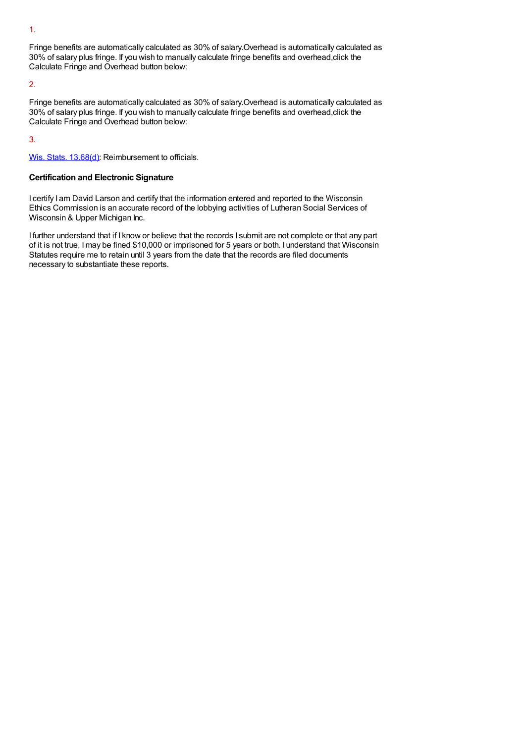1.

Fringe benefits are automatically calculated as 30% of salary.Overhead is automatically calculated as 30% of salary plus fringe. If you wish to manually calculate fringe benefits and overhead,click the Calculate Fringe and Overhead button below:

2.

Fringe benefits are automatically calculated as 30% of salary.Overhead is automatically calculated as 30% of salary plus fringe. If you wish to manually calculate fringe benefits and overhead,click the Calculate Fringe and Overhead button below:

3.

Wis. Stats. 13.68(d): Reimbursement to officials.

**Certification and Electronic Signature**

I certify I am David Larson and certify that the information entered and reported to the Wisconsin Ethics Commission is an accurate record of the lobbying activities of Lutheran Social Services of Wisconsin & Upper Michigan Inc.

I further understand that if I know or believe that the records I submit are not complete or that any part of it is not true, I may be fined $10,000 or imprisoned for 5 years or both. I understand that Wisconsin Statutes require me to retain until 3 years from the date that the records are filed documents necessary to substantiate these reports.